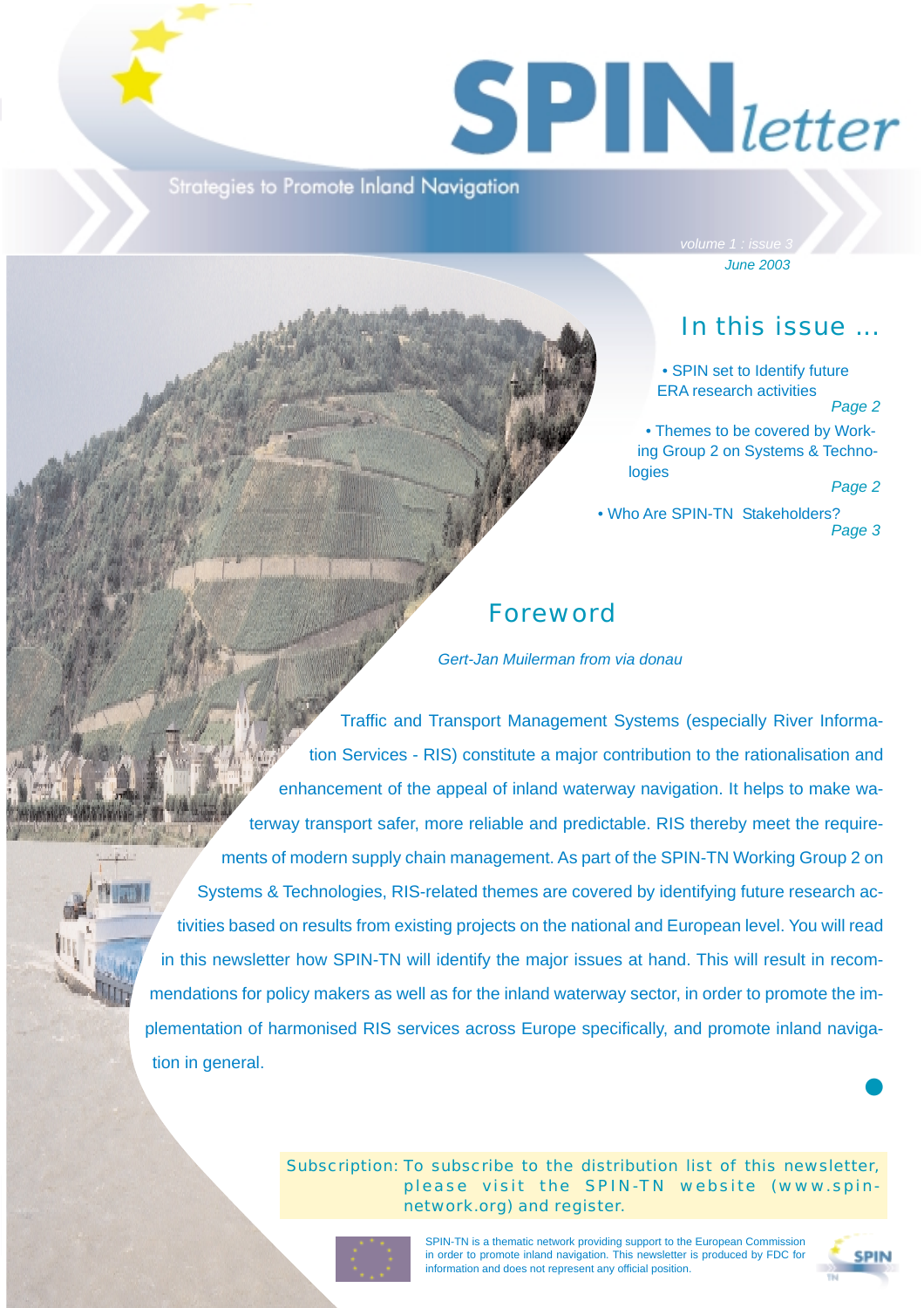# SPINletter

Strategies to Promote Inland Navigation

volume 1 : issue 3
June 2003

## In this issue ...

- SPIN set to Identify future ERA research activities *Page 2*
- Themes to be covered by Working Group 2 on Systems & Technologies *Page 2*
- Who Are SPIN-TN Stakeholders? *Page 3*

## Foreword

*Gert-Jan Muilerman from via donau*

Traffic and Transport Management Systems (especially River Information Services - RIS) constitute a major contribution to the rationalisation and enhancement of the appeal of inland waterway navigation. It helps to make waterway transport safer, more reliable and predictable. RIS thereby meet the requirements of modern supply chain management. As part of the SPIN-TN Working Group 2 on Systems & Technologies, RIS-related themes are covered by identifying future research activities based on results from existing projects on the national and European level. You will read in this newsletter how SPIN-TN will identify the major issues at hand. This will result in recommendations for policy makers as well as for the inland waterway sector, in order to promote the implementation of harmonised RIS services across Europe specifically, and promote inland navigation in general.

Subscription: To subscribe to the distribution list of this newsletter, please visit the SPIN-TN website (www.spin-network.org) and register.

SPIN-TN is a thematic network providing support to the European Commission in order to promote inland navigation. This newsletter is produced by FDC for information and does not represent any official position.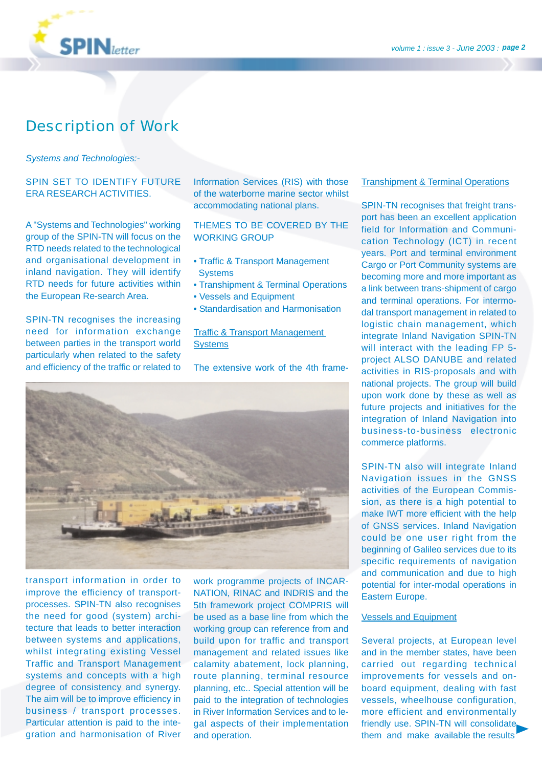# Description of Work

*Systems and Technologies:-*

SPIN SET TO IDENTIFY FUTURE ERA RESEARCH ACTIVITIES.

A "Systems and Technologies" working group of the SPIN-TN will focus on the RTD needs related to the technological and organisational development in inland navigation. They will identify RTD needs for future activities within the European Re-search Area.

SPIN-TN recognises the increasing need for information exchange between parties in the transport world particularly when related to the safety and efficiency of the traffic or related to transport information in order to improve the efficiency of transport-processes. SPIN-TN also recognises the need for good (system) archi-tecture that leads to better interaction between systems and applications, whilst integrating existing Vessel Traffic and Transport Management systems and concepts with a high degree of consistency and synergy. The aim will be to improve efficiency in business / transport processes. Particular attention is paid to the inte-gration and harmonisation of River Information Services (RIS) with those of the waterborne marine sector whilst accommodating national plans.

THEMES TO BE COVERED BY THE WORKING GROUP

- Traffic & Transport Management Systems
- Transhipment & Terminal Operations
- Vessels and Equipment
- Standardisation and Harmonisation

## Traffic & Transport Management Systems

The extensive work of the 4th frame-work programme projects of INCAR-NATION, RINAC and INDRIS and the 5th framework project COMPRIS will be used as a base line from which the working group can reference from and build upon for traffic and transport management and related issues like calamity abatement, lock planning, route planning, terminal resource planning, etc.. Special attention will be paid to the integration of technologies in River Information Services and to le-gal aspects of their implementation and operation.

## Transhipment & Terminal Operations

SPIN-TN recognises that freight trans-port has been an excellent application field for Information and Communi-cation Technology (ICT) in recent years. Port and terminal environment Cargo or Port Community systems are becoming more and more important as a link between trans-shipment of cargo and terminal operations. For intermo-dal transport management in related to logistic chain management, which integrate Inland Navigation SPIN-TN will interact with the leading FP 5-project ALSO DANUBE and related activities in RIS-proposals and with national projects. The group will build upon work done by these as well as future projects and initiatives for the integration of Inland Navigation into business-to-business electronic commerce platforms.

SPIN-TN also will integrate Inland Navigation issues in the GNSS activities of the European Commis-sion, as there is a high potential to make IWT more efficient with the help of GNSS services. Inland Navigation could be one user right from the beginning of Galileo services due to its specific requirements of navigation and communication and due to high potential for inter-modal operations in Eastern Europe.

## Vessels and Equipment

Several projects, at European level and in the member states, have been carried out regarding technical improvements for vessels and on-board equipment, dealing with fast vessels, wheelhouse configuration, more efficient and environmentally friendly use. SPIN-TN will consolidate them and make available the results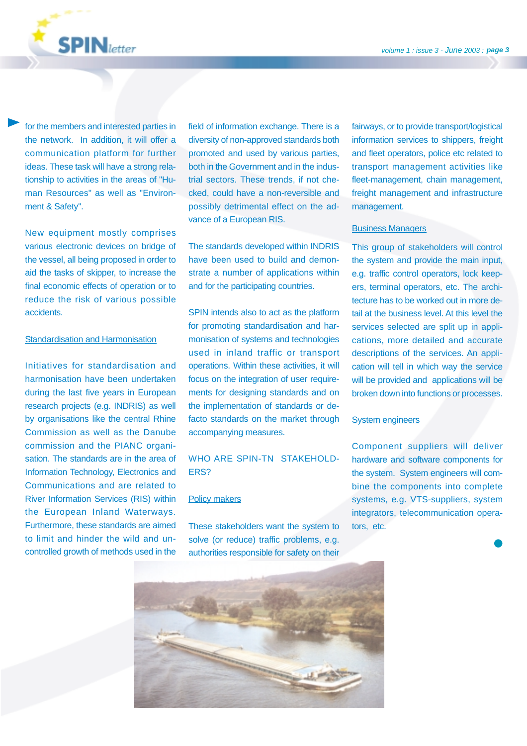for the members and interested parties in the network. In addition, it will offer a communication platform for further ideas. These task will have a strong relationship to activities in the areas of "Human Resources" as well as "Environment & Safety".

New equipment mostly comprises various electronic devices on bridge of the vessel, all being proposed in order to aid the tasks of skipper, to increase the final economic effects of operation or to reduce the risk of various possible accidents.

## Standardisation and Harmonisation

Initiatives for standardisation and harmonisation have been undertaken during the last five years in European research projects (e.g. INDRIS) as well by organisations like the central Rhine Commission as well as the Danube commission and the PIANC organisation. The standards are in the area of Information Technology, Electronics and Communications and are related to River Information Services (RIS) within the European Inland Waterways. Furthermore, these standards are aimed to limit and hinder the wild and uncontrolled growth of methods used in the field of information exchange. There is a diversity of non-approved standards both promoted and used by various parties, both in the Government and in the industrial sectors. These trends, if not checked, could have a non-reversible and possibly detrimental effect on the advance of a European RIS.

The standards developed within INDRIS have been used to build and demonstrate a number of applications within and for the participating countries.

SPIN intends also to act as the platform for promoting standardisation and harmonisation of systems and technologies used in inland traffic or transport operations. Within these activities, it will focus on the integration of user requirements for designing standards and on the implementation of standards or de-facto standards on the market through accompanying measures.

## WHO ARE SPIN-TN STAKEHOLDERS?

### Policy makers

These stakeholders want the system to solve (or reduce) traffic problems, e.g. authorities responsible for safety on their fairways, or to provide transport/logistical information services to shippers, freight and fleet operators, police etc related to transport management activities like fleet-management, chain management, freight management and infrastructure management.

### Business Managers

This group of stakeholders will control the system and provide the main input, e.g. traffic control operators, lock keepers, terminal operators, etc. The architecture has to be worked out in more detail at the business level. At this level the services selected are split up in applications, more detailed and accurate descriptions of the services. An application will tell in which way the service will be provided and applications will be broken down into functions or processes.

### System engineers

Component suppliers will deliver hardware and software components for the system. System engineers will combine the components into complete systems, e.g. VTS-suppliers, system integrators, telecommunication operators, etc.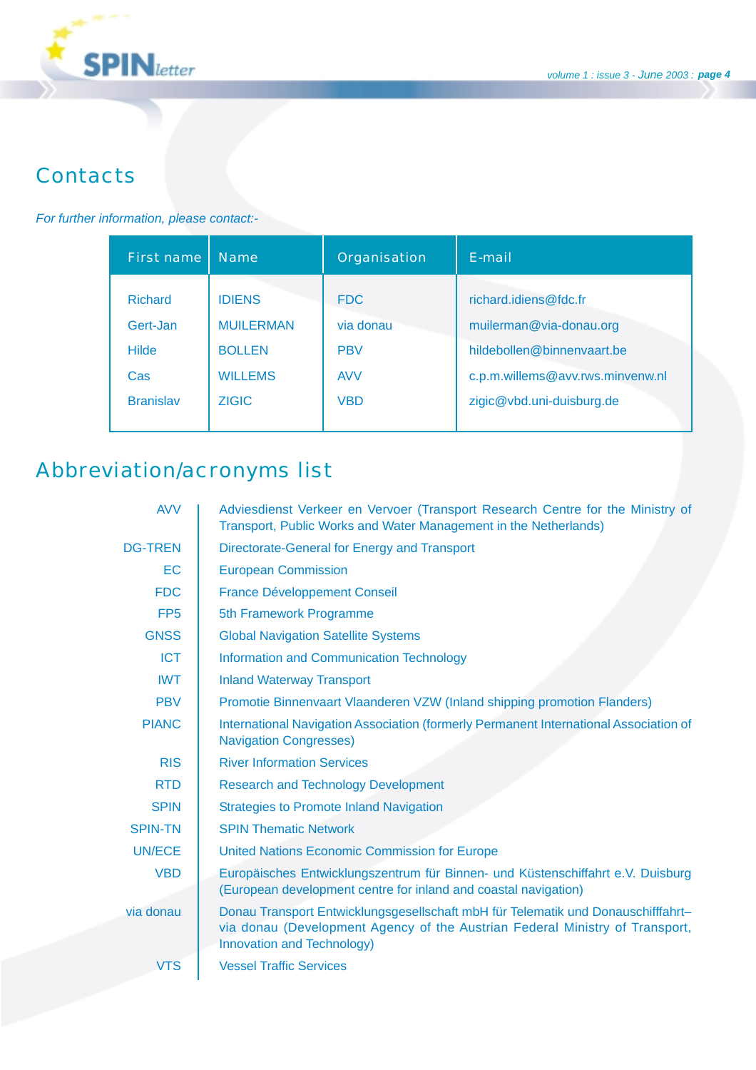## Contacts

*For further information, please contact:-*

| First name | Name | Organisation | E-mail |
| --- | --- | --- | --- |
| Richard | IDIENS | FDC | richard.idiens@fdc.fr |
| Gert-Jan | MUILERMAN | via donau | muilerman@via-donau.org |
| Hilde | BOLLEN | PBV | hildebollen@binnenvaart.be |
| Cas | WILLEMS | AVV | c.p.m.willems@avv.rws.minvenw.nl |
| Branislav | ZIGIC | VBD | zigic@vbd.uni-duisburg.de |

## Abbreviation/acronyms list

| | |
| --- | --- |
| AVV | Adviesdienst Verkeer en Vervoer (Transport Research Centre for the Ministry of Transport, Public Works and Water Management in the Netherlands) |
| DG-TREN | Directorate-General for Energy and Transport |
| EC | European Commission |
| FDC | France Développement Conseil |
| FP5 | 5th Framework Programme |
| GNSS | Global Navigation Satellite Systems |
| ICT | Information and Communication Technology |
| IWT | Inland Waterway Transport |
| PBV | Promotie Binnenvaart Vlaanderen VZW (Inland shipping promotion Flanders) |
| PIANC | International Navigation Association (formerly Permanent International Association of Navigation Congresses) |
| RIS | River Information Services |
| RTD | Research and Technology Development |
| SPIN | Strategies to Promote Inland Navigation |
| SPIN-TN | SPIN Thematic Network |
| UN/ECE | United Nations Economic Commission for Europe |
| VBD | Europäisches Entwicklungszentrum für Binnen- und Küstenschiffahrt e.V. Duisburg (European development centre for inland and coastal navigation) |
| via donau | Donau Transport Entwicklungsgesellschaft mbH für Telematik und Donauschifffahrt– via donau (Development Agency of the Austrian Federal Ministry of Transport, Innovation and Technology) |
| VTS | Vessel Traffic Services |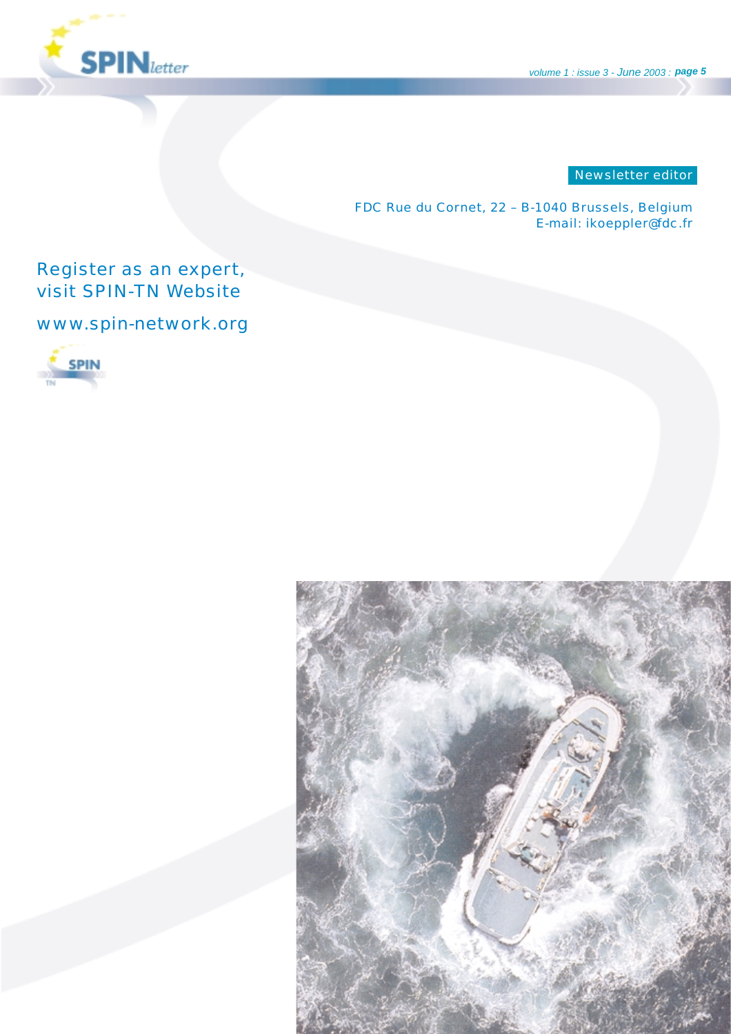Newsletter editor

FDC Rue du Cornet, 22 – B-1040 Brussels, Belgium
E-mail: ikoeppler@fdc.fr

Register as an expert,
visit SPIN-TN Website

www.spin-network.org